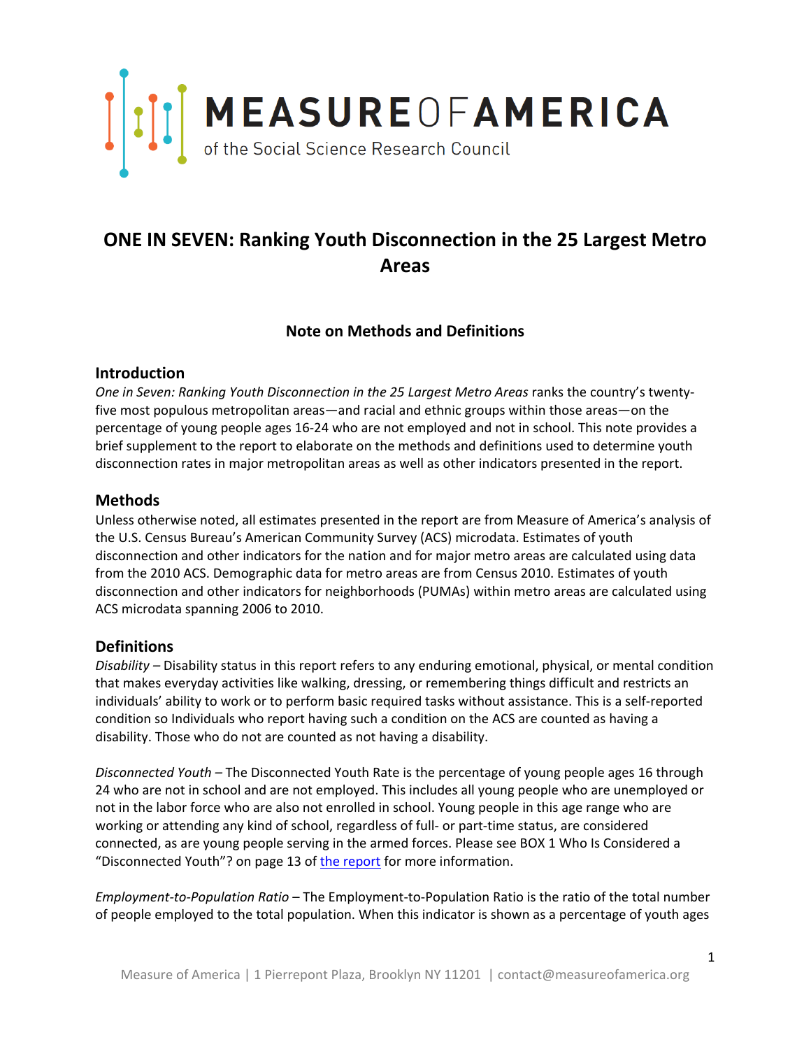MEASURE OF AMERICA

of the Social Science Research Council

# ONE IN SEVEN: Ranking Youth Disconnection in the 25 Largest Metro Areas

## Note on Methods and Definitions

### Introduction

*One in Seven: Ranking Youth Disconnection in the 25 Largest Metro Areas* ranks the country's twenty-five most populous metropolitan areas—and racial and ethnic groups within those areas—on the percentage of young people ages 16-24 who are not employed and not in school. This note provides a brief supplement to the report to elaborate on the methods and definitions used to determine youth disconnection rates in major metropolitan areas as well as other indicators presented in the report.

### Methods

Unless otherwise noted, all estimates presented in the report are from Measure of America's analysis of the U.S. Census Bureau's American Community Survey (ACS) microdata. Estimates of youth disconnection and other indicators for the nation and for major metro areas are calculated using data from the 2010 ACS. Demographic data for metro areas are from Census 2010. Estimates of youth disconnection and other indicators for neighborhoods (PUMAs) within metro areas are calculated using ACS microdata spanning 2006 to 2010.

### Definitions

*Disability* – Disability status in this report refers to any enduring emotional, physical, or mental condition that makes everyday activities like walking, dressing, or remembering things difficult and restricts an individuals' ability to work or to perform basic required tasks without assistance. This is a self-reported condition so Individuals who report having such a condition on the ACS are counted as having a disability. Those who do not are counted as not having a disability.

*Disconnected Youth* – The Disconnected Youth Rate is the percentage of young people ages 16 through 24 who are not in school and are not employed. This includes all young people who are unemployed or not in the labor force who are also not enrolled in school. Young people in this age range who are working or attending any kind of school, regardless of full- or part-time status, are considered connected, as are young people serving in the armed forces. Please see BOX 1 Who Is Considered a "Disconnected Youth"? on page 13 of [the report](the report) for more information.

*Employment-to-Population Ratio* – The Employment-to-Population Ratio is the ratio of the total number of people employed to the total population. When this indicator is shown as a percentage of youth ages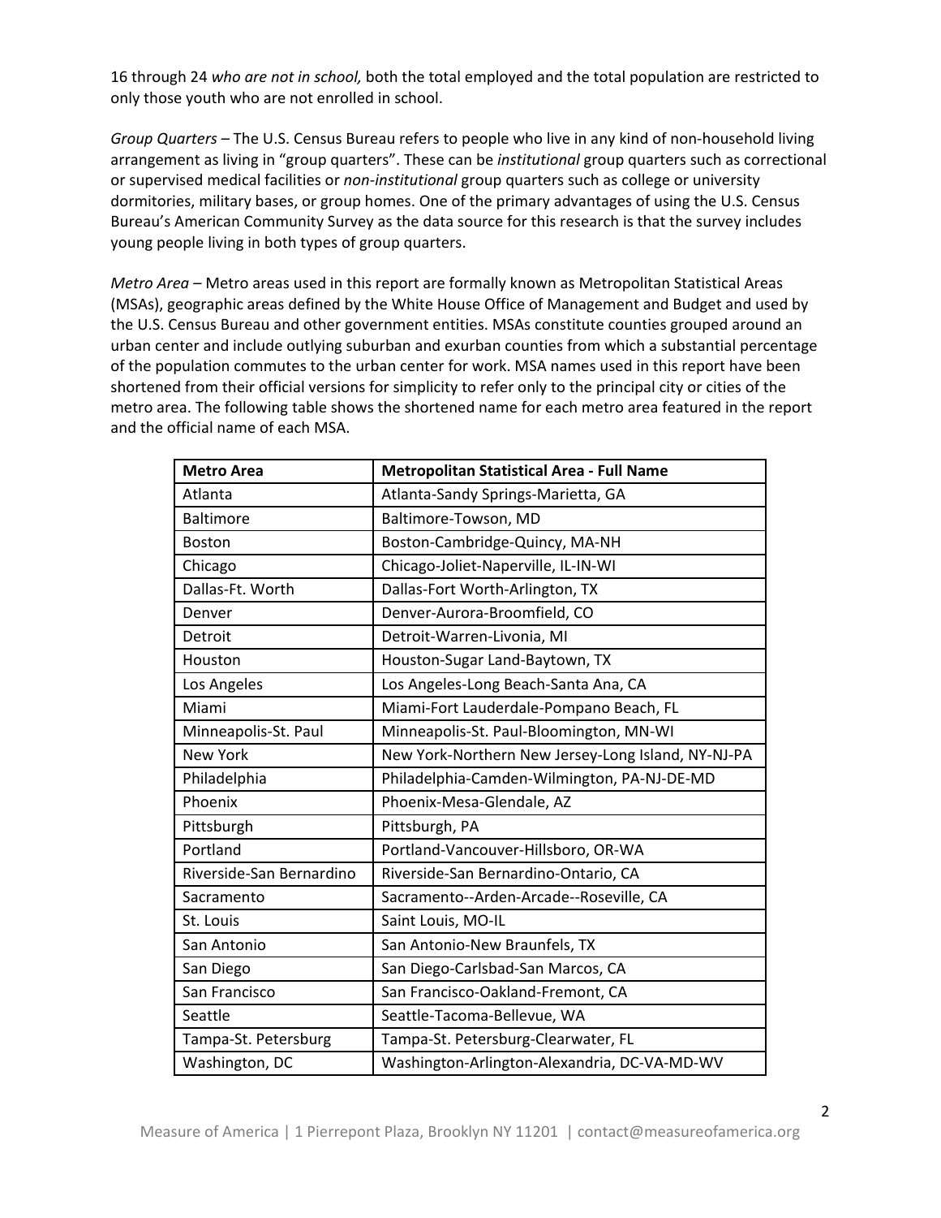16 through 24 *who are not in school,* both the total employed and the total population are restricted to only those youth who are not enrolled in school.

*Group Quarters* – The U.S. Census Bureau refers to people who live in any kind of non-household living arrangement as living in "group quarters". These can be *institutional* group quarters such as correctional or supervised medical facilities or *non-institutional* group quarters such as college or university dormitories, military bases, or group homes. One of the primary advantages of using the U.S. Census Bureau's American Community Survey as the data source for this research is that the survey includes young people living in both types of group quarters.

*Metro Area* – Metro areas used in this report are formally known as Metropolitan Statistical Areas (MSAs), geographic areas defined by the White House Office of Management and Budget and used by the U.S. Census Bureau and other government entities. MSAs constitute counties grouped around an urban center and include outlying suburban and exurban counties from which a substantial percentage of the population commutes to the urban center for work. MSA names used in this report have been shortened from their official versions for simplicity to refer only to the principal city or cities of the metro area. The following table shows the shortened name for each metro area featured in the report and the official name of each MSA.

| Metro Area | Metropolitan Statistical Area - Full Name |
|---|---|
| Atlanta | Atlanta-Sandy Springs-Marietta, GA |
| Baltimore | Baltimore-Towson, MD |
| Boston | Boston-Cambridge-Quincy, MA-NH |
| Chicago | Chicago-Joliet-Naperville, IL-IN-WI |
| Dallas-Ft. Worth | Dallas-Fort Worth-Arlington, TX |
| Denver | Denver-Aurora-Broomfield, CO |
| Detroit | Detroit-Warren-Livonia, MI |
| Houston | Houston-Sugar Land-Baytown, TX |
| Los Angeles | Los Angeles-Long Beach-Santa Ana, CA |
| Miami | Miami-Fort Lauderdale-Pompano Beach, FL |
| Minneapolis-St. Paul | Minneapolis-St. Paul-Bloomington, MN-WI |
| New York | New York-Northern New Jersey-Long Island, NY-NJ-PA |
| Philadelphia | Philadelphia-Camden-Wilmington, PA-NJ-DE-MD |
| Phoenix | Phoenix-Mesa-Glendale, AZ |
| Pittsburgh | Pittsburgh, PA |
| Portland | Portland-Vancouver-Hillsboro, OR-WA |
| Riverside-San Bernardino | Riverside-San Bernardino-Ontario, CA |
| Sacramento | Sacramento--Arden-Arcade--Roseville, CA |
| St. Louis | Saint Louis, MO-IL |
| San Antonio | San Antonio-New Braunfels, TX |
| San Diego | San Diego-Carlsbad-San Marcos, CA |
| San Francisco | San Francisco-Oakland-Fremont, CA |
| Seattle | Seattle-Tacoma-Bellevue, WA |
| Tampa-St. Petersburg | Tampa-St. Petersburg-Clearwater, FL |
| Washington, DC | Washington-Arlington-Alexandria, DC-VA-MD-WV |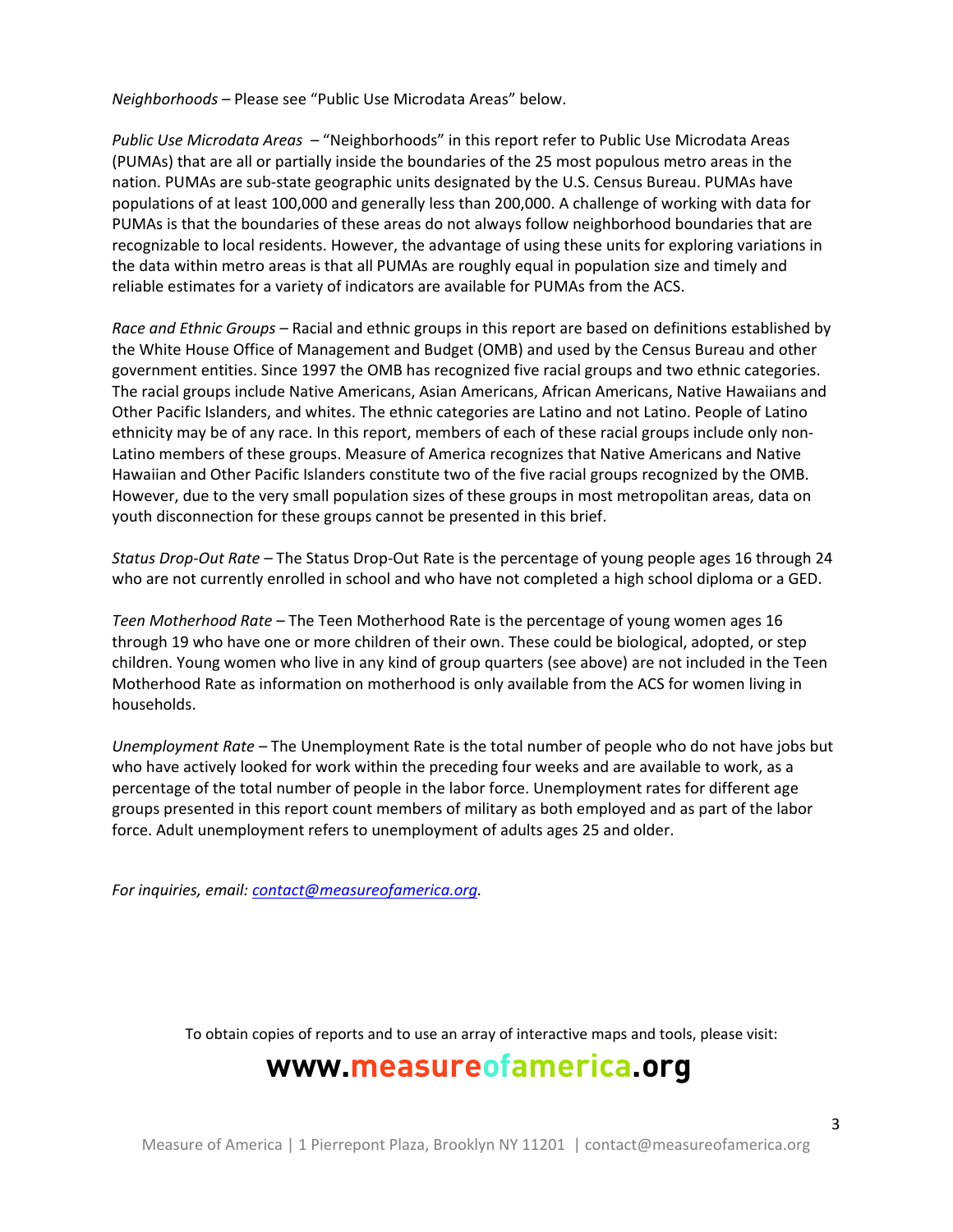*Neighborhoods* – Please see "Public Use Microdata Areas" below.

*Public Use Microdata Areas* – "Neighborhoods" in this report refer to Public Use Microdata Areas (PUMAs) that are all or partially inside the boundaries of the 25 most populous metro areas in the nation. PUMAs are sub-state geographic units designated by the U.S. Census Bureau. PUMAs have populations of at least 100,000 and generally less than 200,000. A challenge of working with data for PUMAs is that the boundaries of these areas do not always follow neighborhood boundaries that are recognizable to local residents. However, the advantage of using these units for exploring variations in the data within metro areas is that all PUMAs are roughly equal in population size and timely and reliable estimates for a variety of indicators are available for PUMAs from the ACS.

*Race and Ethnic Groups* – Racial and ethnic groups in this report are based on definitions established by the White House Office of Management and Budget (OMB) and used by the Census Bureau and other government entities. Since 1997 the OMB has recognized five racial groups and two ethnic categories. The racial groups include Native Americans, Asian Americans, African Americans, Native Hawaiians and Other Pacific Islanders, and whites. The ethnic categories are Latino and not Latino. People of Latino ethnicity may be of any race. In this report, members of each of these racial groups include only non-Latino members of these groups. Measure of America recognizes that Native Americans and Native Hawaiian and Other Pacific Islanders constitute two of the five racial groups recognized by the OMB. However, due to the very small population sizes of these groups in most metropolitan areas, data on youth disconnection for these groups cannot be presented in this brief.

*Status Drop-Out Rate* – The Status Drop-Out Rate is the percentage of young people ages 16 through 24 who are not currently enrolled in school and who have not completed a high school diploma or a GED.

*Teen Motherhood Rate* – The Teen Motherhood Rate is the percentage of young women ages 16 through 19 who have one or more children of their own. These could be biological, adopted, or step children. Young women who live in any kind of group quarters (see above) are not included in the Teen Motherhood Rate as information on motherhood is only available from the ACS for women living in households.

*Unemployment Rate* – The Unemployment Rate is the total number of people who do not have jobs but who have actively looked for work within the preceding four weeks and are available to work, as a percentage of the total number of people in the labor force. Unemployment rates for different age groups presented in this report count members of military as both employed and as part of the labor force. Adult unemployment refers to unemployment of adults ages 25 and older.

*For inquiries, email: contact@measureofamerica.org.*

To obtain copies of reports and to use an array of interactive maps and tools, please visit:

**www.measureofamerica.org**

Measure of America | 1 Pierrepont Plaza, Brooklyn NY 11201 | contact@measureofamerica.org